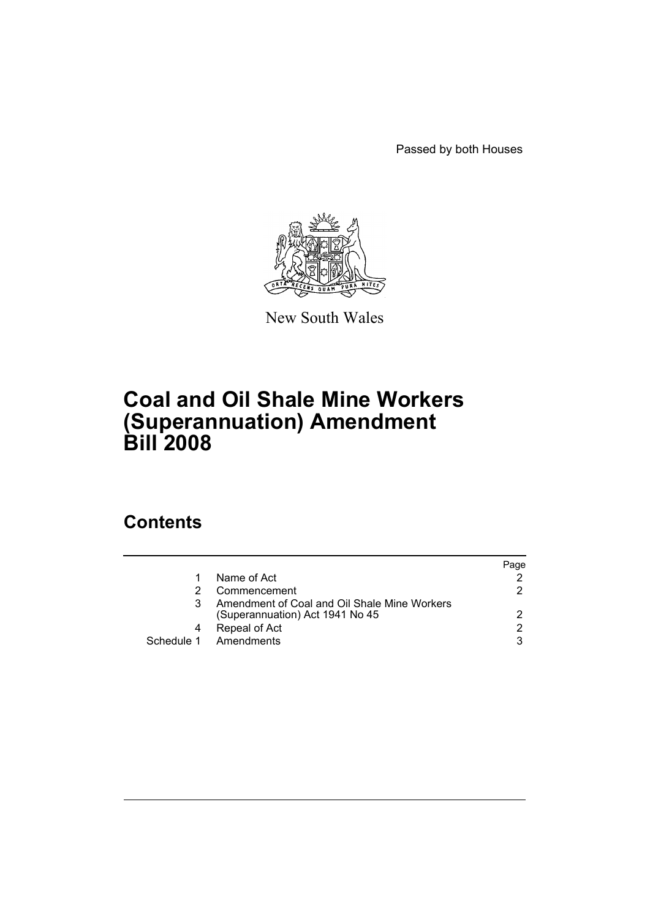Passed by both Houses

New South Wales

# Coal and Oil Shale Mine Workers (Superannuation) Amendment Bill 2008

## Contents

| | | Page |
|---|---|---|
| 1 | Name of Act | 2 |
| 2 | Commencement | 2 |
| 3 | Amendment of Coal and Oil Shale Mine Workers (Superannuation) Act 1941 No 45 | 2 |
| 4 | Repeal of Act | 2 |
| Schedule 1 | Amendments | 3 |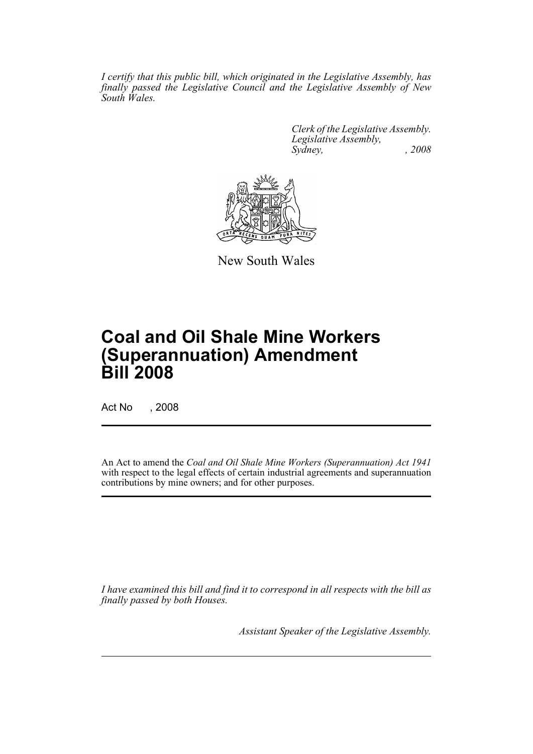*I certify that this public bill, which originated in the Legislative Assembly, has finally passed the Legislative Council and the Legislative Assembly of New South Wales.*

*Clerk of the Legislative Assembly.*
*Legislative Assembly,*
*Sydney, , 2008*

New South Wales

# Coal and Oil Shale Mine Workers (Superannuation) Amendment Bill 2008

Act No , 2008

An Act to amend the *Coal and Oil Shale Mine Workers (Superannuation) Act 1941* with respect to the legal effects of certain industrial agreements and superannuation contributions by mine owners; and for other purposes.

*I have examined this bill and find it to correspond in all respects with the bill as finally passed by both Houses.*

*Assistant Speaker of the Legislative Assembly.*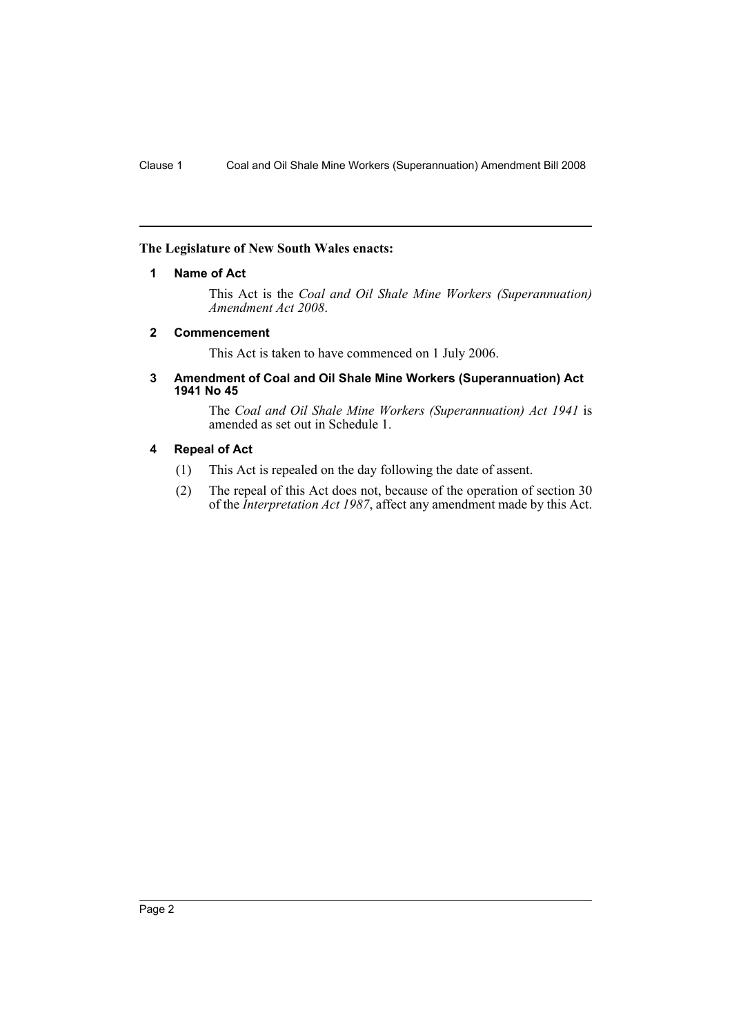**The Legislature of New South Wales enacts:**

## 1 Name of Act

This Act is the *Coal and Oil Shale Mine Workers (Superannuation) Amendment Act 2008*.

## 2 Commencement

This Act is taken to have commenced on 1 July 2006.

## 3 Amendment of Coal and Oil Shale Mine Workers (Superannuation) Act 1941 No 45

The *Coal and Oil Shale Mine Workers (Superannuation) Act 1941* is amended as set out in Schedule 1.

## 4 Repeal of Act

(1) This Act is repealed on the day following the date of assent.

(2) The repeal of this Act does not, because of the operation of section 30 of the *Interpretation Act 1987*, affect any amendment made by this Act.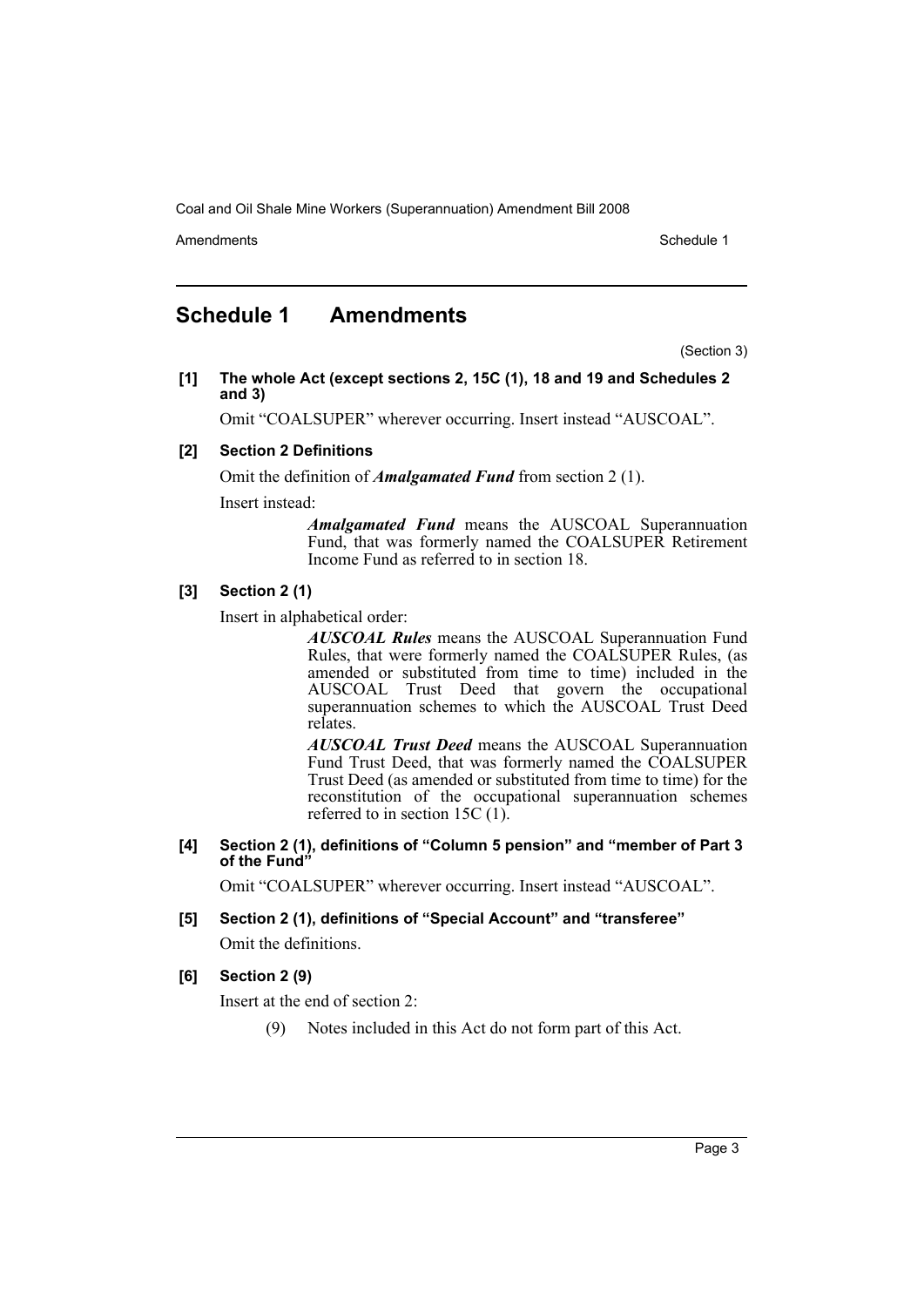## Schedule 1 Amendments

(Section 3)

**[1] The whole Act (except sections 2, 15C (1), 18 and 19 and Schedules 2 and 3)**

Omit "COALSUPER" wherever occurring. Insert instead "AUSCOAL".

**[2] Section 2 Definitions**

Omit the definition of ***Amalgamated Fund*** from section 2 (1).

Insert instead:

> ***Amalgamated Fund*** means the AUSCOAL Superannuation Fund, that was formerly named the COALSUPER Retirement Income Fund as referred to in section 18.

**[3] Section 2 (1)**

Insert in alphabetical order:

> ***AUSCOAL Rules*** means the AUSCOAL Superannuation Fund Rules, that were formerly named the COALSUPER Rules, (as amended or substituted from time to time) included in the AUSCOAL Trust Deed that govern the occupational superannuation schemes to which the AUSCOAL Trust Deed relates.
>
> ***AUSCOAL Trust Deed*** means the AUSCOAL Superannuation Fund Trust Deed, that was formerly named the COALSUPER Trust Deed (as amended or substituted from time to time) for the reconstitution of the occupational superannuation schemes referred to in section 15C (1).

**[4] Section 2 (1), definitions of "Column 5 pension" and "member of Part 3 of the Fund"**

Omit "COALSUPER" wherever occurring. Insert instead "AUSCOAL".

**[5] Section 2 (1), definitions of "Special Account" and "transferee"**

Omit the definitions.

**[6] Section 2 (9)**

Insert at the end of section 2:

> (9) Notes included in this Act do not form part of this Act.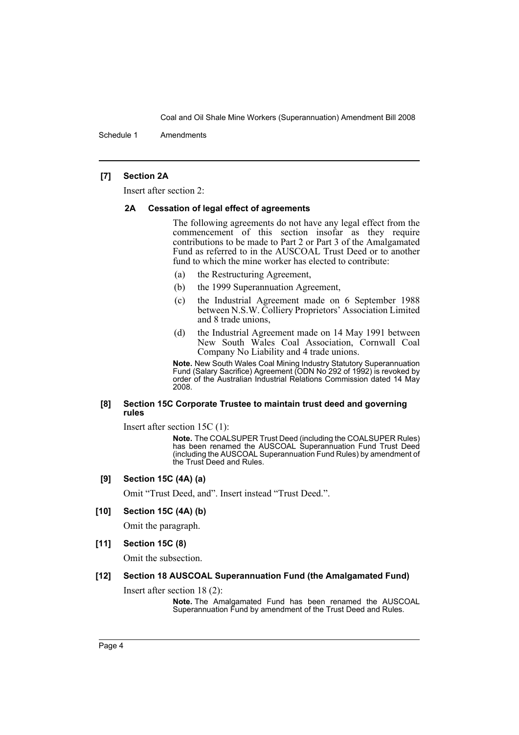### [7] Section 2A

Insert after section 2:

#### 2A Cessation of legal effect of agreements

The following agreements do not have any legal effect from the commencement of this section insofar as they require contributions to be made to Part 2 or Part 3 of the Amalgamated Fund as referred to in the AUSCOAL Trust Deed or to another fund to which the mine worker has elected to contribute:

(a) the Restructuring Agreement,

(b) the 1999 Superannuation Agreement,

(c) the Industrial Agreement made on 6 September 1988 between N.S.W. Colliery Proprietors' Association Limited and 8 trade unions,

(d) the Industrial Agreement made on 14 May 1991 between New South Wales Coal Association, Cornwall Coal Company No Liability and 4 trade unions.

**Note.** New South Wales Coal Mining Industry Statutory Superannuation Fund (Salary Sacrifice) Agreement (ODN No 292 of 1992) is revoked by order of the Australian Industrial Relations Commission dated 14 May 2008.

### [8] Section 15C Corporate Trustee to maintain trust deed and governing rules

Insert after section 15C (1):

**Note.** The COALSUPER Trust Deed (including the COALSUPER Rules) has been renamed the AUSCOAL Superannuation Fund Trust Deed (including the AUSCOAL Superannuation Fund Rules) by amendment of the Trust Deed and Rules.

### [9] Section 15C (4A) (a)

Omit "Trust Deed, and". Insert instead "Trust Deed.".

### [10] Section 15C (4A) (b)

Omit the paragraph.

### [11] Section 15C (8)

Omit the subsection.

### [12] Section 18 AUSCOAL Superannuation Fund (the Amalgamated Fund)

Insert after section 18 (2):

**Note.** The Amalgamated Fund has been renamed the AUSCOAL Superannuation Fund by amendment of the Trust Deed and Rules.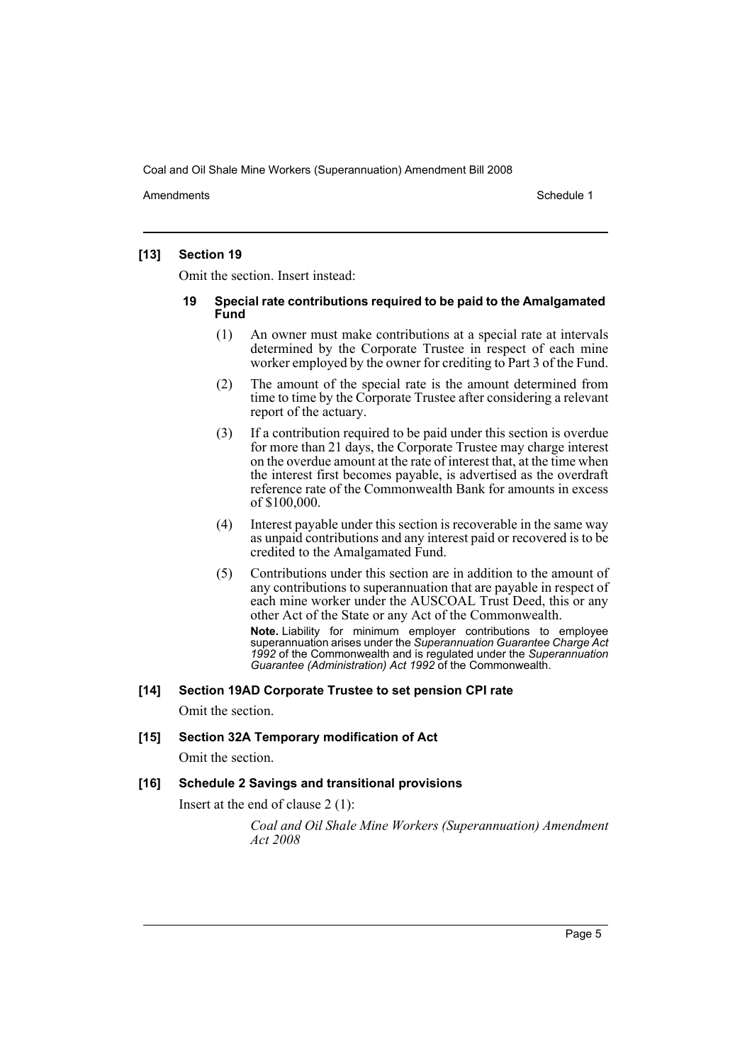### [13] Section 19

Omit the section. Insert instead:

#### 19 Special rate contributions required to be paid to the Amalgamated Fund

(1) An owner must make contributions at a special rate at intervals determined by the Corporate Trustee in respect of each mine worker employed by the owner for crediting to Part 3 of the Fund.

(2) The amount of the special rate is the amount determined from time to time by the Corporate Trustee after considering a relevant report of the actuary.

(3) If a contribution required to be paid under this section is overdue for more than 21 days, the Corporate Trustee may charge interest on the overdue amount at the rate of interest that, at the time when the interest first becomes payable, is advertised as the overdraft reference rate of the Commonwealth Bank for amounts in excess of $100,000.

(4) Interest payable under this section is recoverable in the same way as unpaid contributions and any interest paid or recovered is to be credited to the Amalgamated Fund.

(5) Contributions under this section are in addition to the amount of any contributions to superannuation that are payable in respect of each mine worker under the AUSCOAL Trust Deed, this or any other Act of the State or any Act of the Commonwealth.

**Note.** Liability for minimum employer contributions to employee superannuation arises under the *Superannuation Guarantee Charge Act 1992* of the Commonwealth and is regulated under the *Superannuation Guarantee (Administration) Act 1992* of the Commonwealth.

### [14] Section 19AD Corporate Trustee to set pension CPI rate

Omit the section.

### [15] Section 32A Temporary modification of Act

Omit the section.

### [16] Schedule 2 Savings and transitional provisions

Insert at the end of clause 2 (1):

*Coal and Oil Shale Mine Workers (Superannuation) Amendment Act 2008*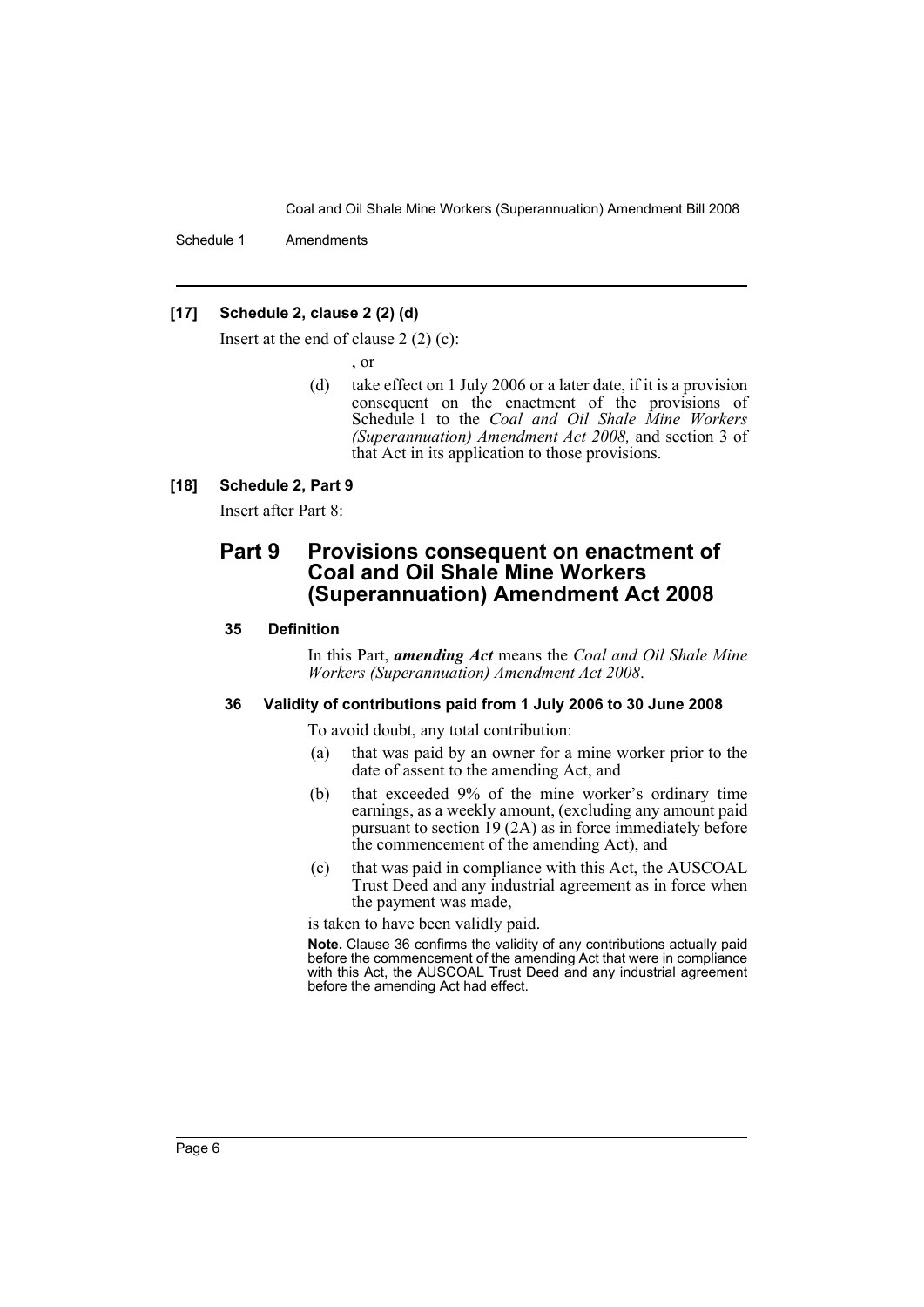### [17] Schedule 2, clause 2 (2) (d)

Insert at the end of clause 2 (2) (c):

, or

(d) take effect on 1 July 2006 or a later date, if it is a provision consequent on the enactment of the provisions of Schedule 1 to the *Coal and Oil Shale Mine Workers (Superannuation) Amendment Act 2008,* and section 3 of that Act in its application to those provisions.

### [18] Schedule 2, Part 9

Insert after Part 8:

## Part 9 Provisions consequent on enactment of Coal and Oil Shale Mine Workers (Superannuation) Amendment Act 2008

#### 35 Definition

In this Part, ***amending Act*** means the *Coal and Oil Shale Mine Workers (Superannuation) Amendment Act 2008*.

#### 36 Validity of contributions paid from 1 July 2006 to 30 June 2008

To avoid doubt, any total contribution:

(a) that was paid by an owner for a mine worker prior to the date of assent to the amending Act, and

(b) that exceeded 9% of the mine worker's ordinary time earnings, as a weekly amount, (excluding any amount paid pursuant to section 19 (2A) as in force immediately before the commencement of the amending Act), and

(c) that was paid in compliance with this Act, the AUSCOAL Trust Deed and any industrial agreement as in force when the payment was made,

is taken to have been validly paid.

**Note.** Clause 36 confirms the validity of any contributions actually paid before the commencement of the amending Act that were in compliance with this Act, the AUSCOAL Trust Deed and any industrial agreement before the amending Act had effect.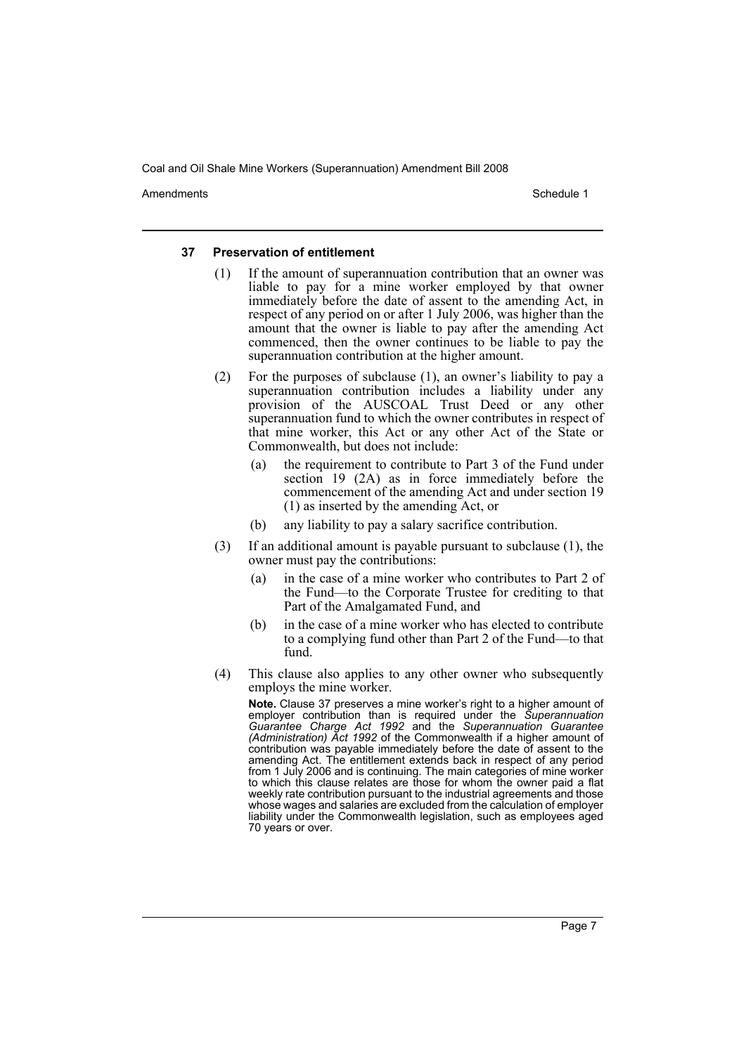#### 37 Preservation of entitlement

(1) If the amount of superannuation contribution that an owner was liable to pay for a mine worker employed by that owner immediately before the date of assent to the amending Act, in respect of any period on or after 1 July 2006, was higher than the amount that the owner is liable to pay after the amending Act commenced, then the owner continues to be liable to pay the superannuation contribution at the higher amount.

(2) For the purposes of subclause (1), an owner's liability to pay a superannuation contribution includes a liability under any provision of the AUSCOAL Trust Deed or any other superannuation fund to which the owner contributes in respect of that mine worker, this Act or any other Act of the State or Commonwealth, but does not include:

(a) the requirement to contribute to Part 3 of the Fund under section 19 (2A) as in force immediately before the commencement of the amending Act and under section 19 (1) as inserted by the amending Act, or

(b) any liability to pay a salary sacrifice contribution.

(3) If an additional amount is payable pursuant to subclause (1), the owner must pay the contributions:

(a) in the case of a mine worker who contributes to Part 2 of the Fund—to the Corporate Trustee for crediting to that Part of the Amalgamated Fund, and

(b) in the case of a mine worker who has elected to contribute to a complying fund other than Part 2 of the Fund—to that fund.

(4) This clause also applies to any other owner who subsequently employs the mine worker.

**Note.** Clause 37 preserves a mine worker's right to a higher amount of employer contribution than is required under the *Superannuation Guarantee Charge Act 1992* and the *Superannuation Guarantee (Administration) Act 1992* of the Commonwealth if a higher amount of contribution was payable immediately before the date of assent to the amending Act. The entitlement extends back in respect of any period from 1 July 2006 and is continuing. The main categories of mine worker to which this clause relates are those for whom the owner paid a flat weekly rate contribution pursuant to the industrial agreements and those whose wages and salaries are excluded from the calculation of employer liability under the Commonwealth legislation, such as employees aged 70 years or over.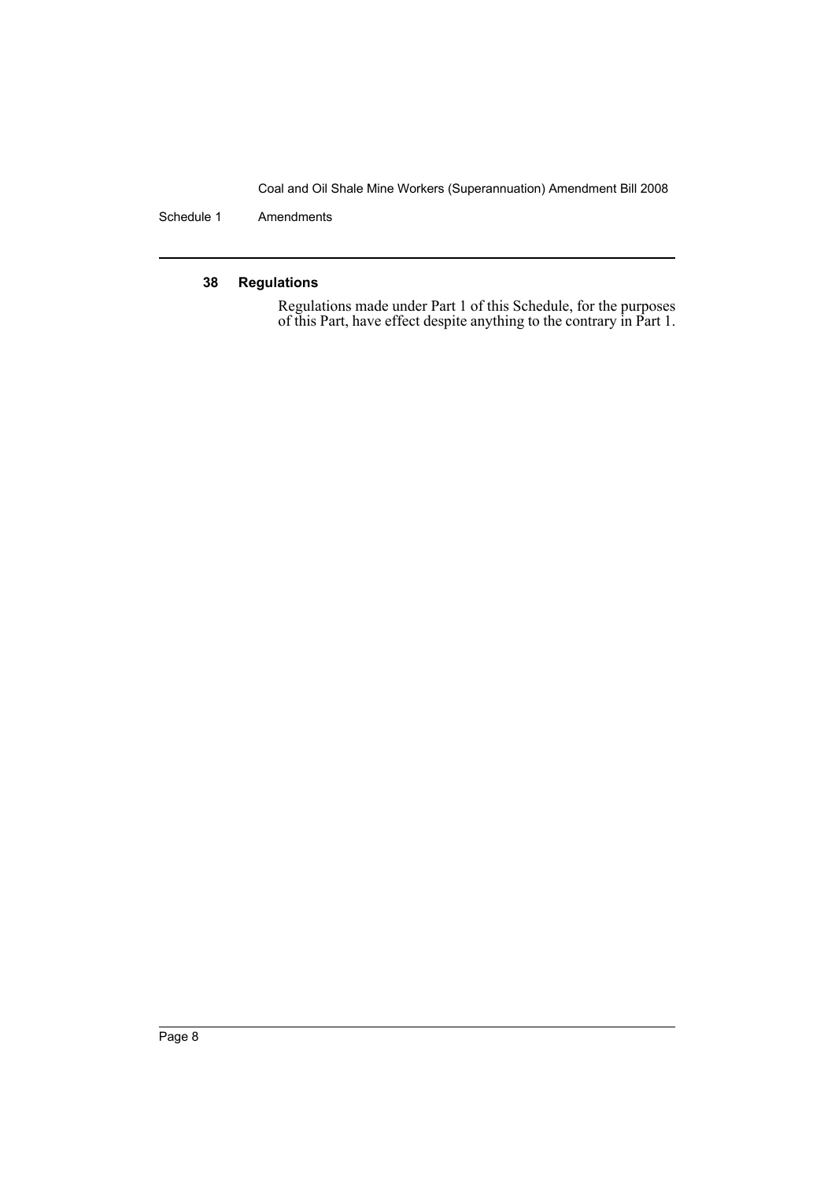### 38 Regulations

Regulations made under Part 1 of this Schedule, for the purposes of this Part, have effect despite anything to the contrary in Part 1.